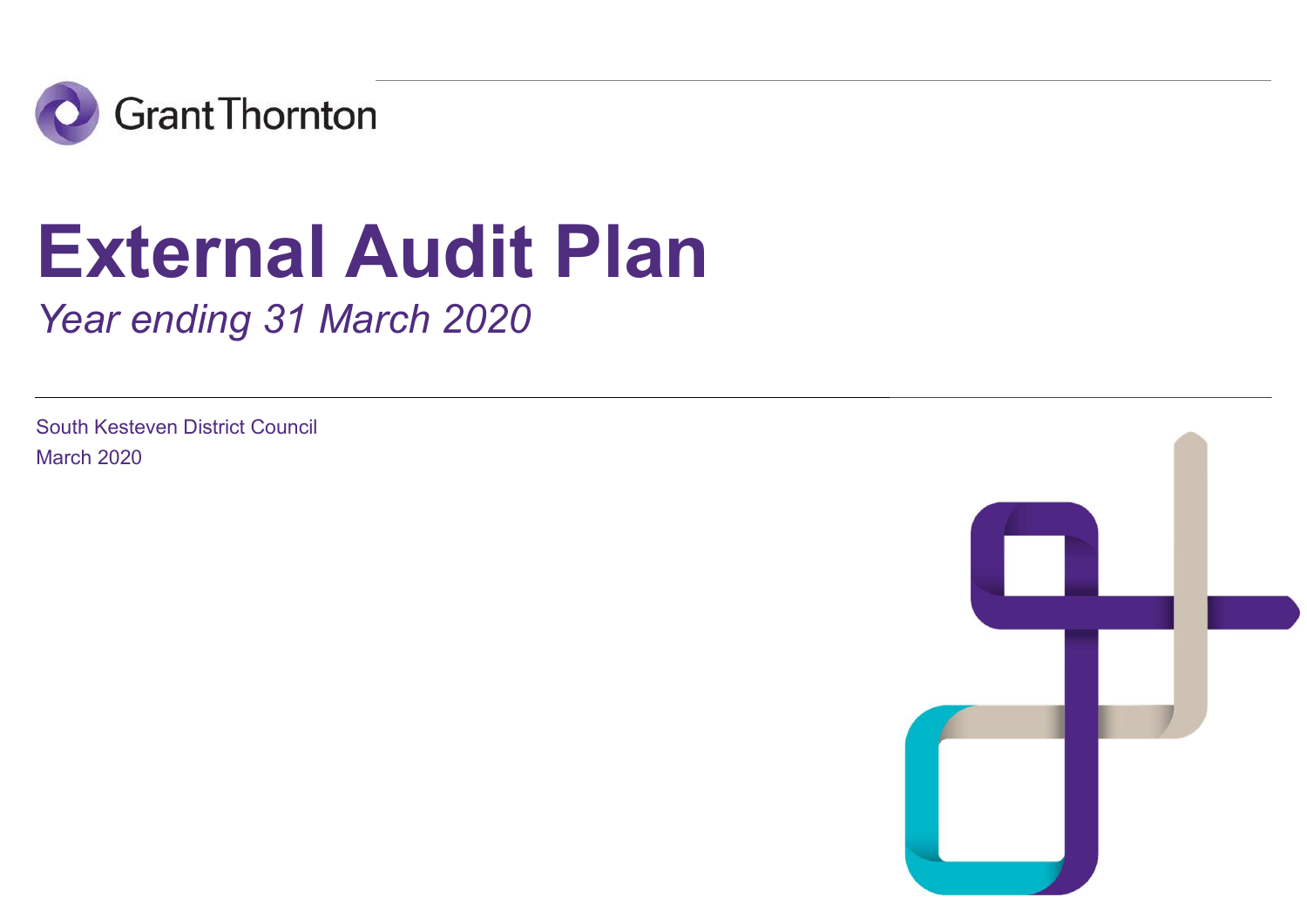Grant Thornton

# External Audit Plan

*Year ending 31 March 2020*

South Kesteven District Council

March 2020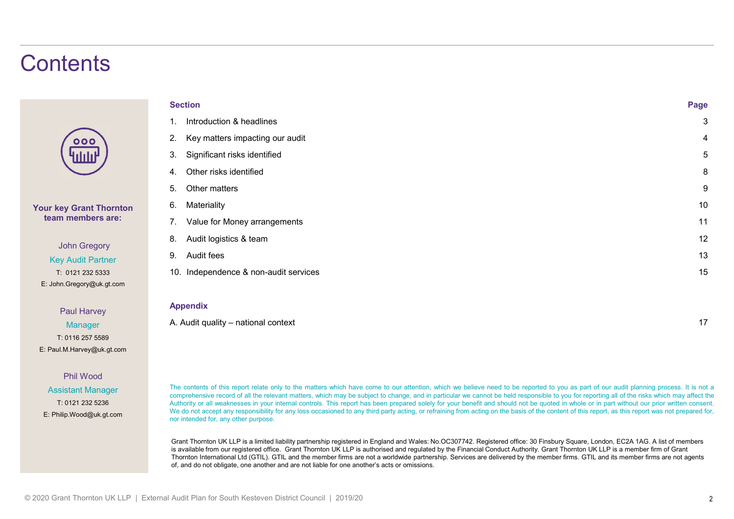# Contents

**Your key Grant Thornton team members are:**

John Gregory
Key Audit Partner
T: 0121 232 5333
E: John.Gregory@uk.gt.com

Paul Harvey
Manager
T: 0116 257 5589
E: Paul.M.Harvey@uk.gt.com

Phil Wood
Assistant Manager
T: 0121 232 5236
E: Philip.Wood@uk.gt.com

| Section | Page |
|---|---|
| 1. Introduction & headlines | 3 |
| 2. Key matters impacting our audit | 4 |
| 3. Significant risks identified | 5 |
| 4. Other risks identified | 8 |
| 5. Other matters | 9 |
| 6. Materiality | 10 |
| 7. Value for Money arrangements | 11 |
| 8. Audit logistics & team | 12 |
| 9. Audit fees | 13 |
| 10. Independence & non-audit services | 15 |

| Appendix | |
|---|---|
| A. Audit quality – national context | 17 |

The contents of this report relate only to the matters which have come to our attention, which we believe need to be reported to you as part of our audit planning process. It is not a comprehensive record of all the relevant matters, which may be subject to change, and in particular we cannot be held responsible to you for reporting all of the risks which may affect the Authority or all weaknesses in your internal controls. This report has been prepared solely for your benefit and should not be quoted in whole or in part without our prior written consent. We do not accept any responsibility for any loss occasioned to any third party acting, or refraining from acting on the basis of the content of this report, as this report was not prepared for, nor intended for, any other purpose.

Grant Thornton UK LLP is a limited liability partnership registered in England and Wales: No.OC307742. Registered office: 30 Finsbury Square, London, EC2A 1AG. A list of members is available from our registered office. Grant Thornton UK LLP is authorised and regulated by the Financial Conduct Authority. Grant Thornton UK LLP is a member firm of Grant Thornton International Ltd (GTIL). GTIL and the member firms are not a worldwide partnership. Services are delivered by the member firms. GTIL and its member firms are not agents of, and do not obligate, one another and are not liable for one another's acts or omissions.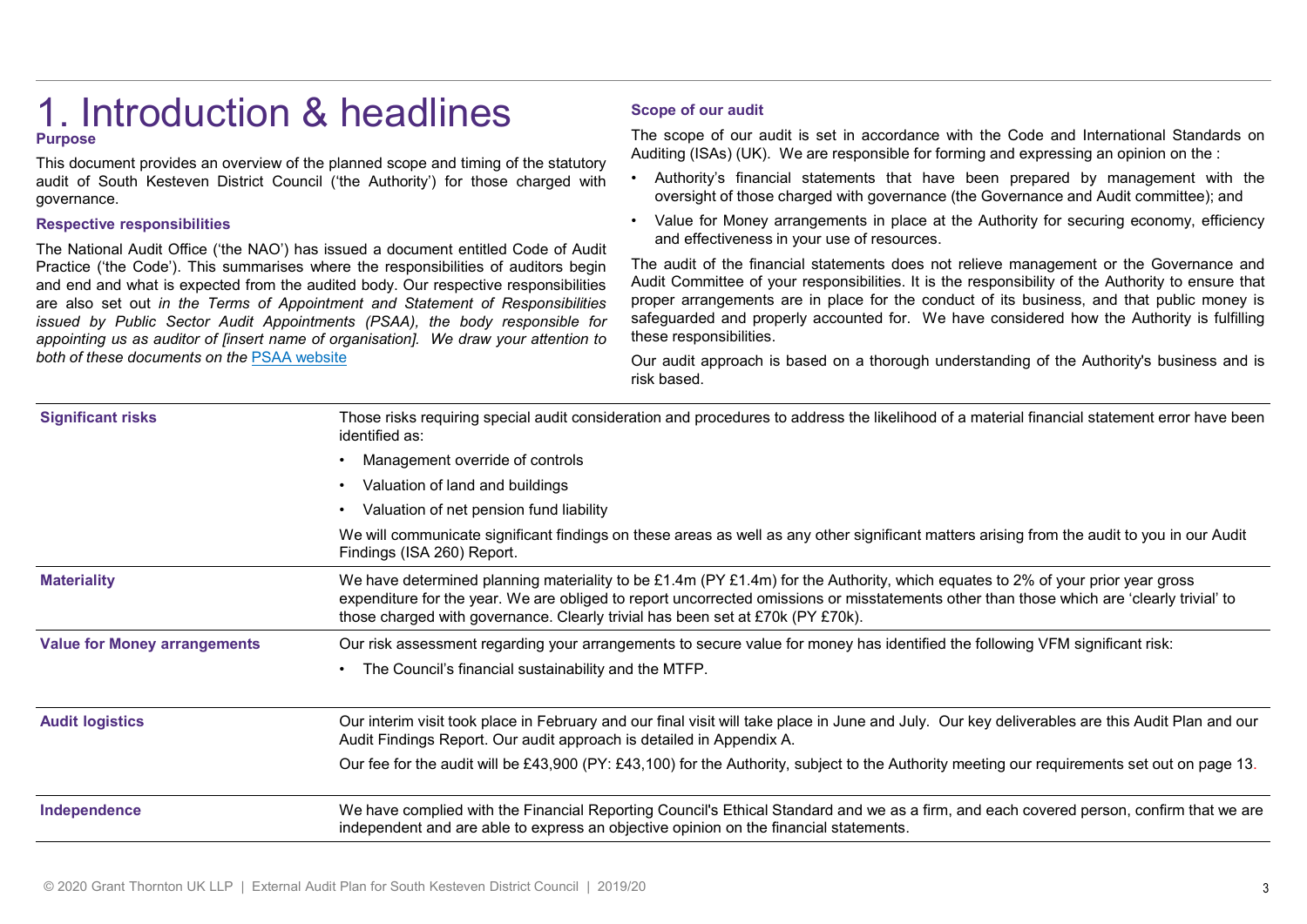# 1. Introduction & headlines

### Purpose

This document provides an overview of the planned scope and timing of the statutory audit of South Kesteven District Council ('the Authority') for those charged with governance.

### Respective responsibilities

The National Audit Office ('the NAO') has issued a document entitled Code of Audit Practice ('the Code'). This summarises where the responsibilities of auditors begin and end and what is expected from the audited body. Our respective responsibilities are also set out *in the Terms of Appointment and Statement of Responsibilities issued by Public Sector Audit Appointments (PSAA), the body responsible for appointing us as auditor of [insert name of organisation]. We draw your attention to both of these documents on the* [PSAA website]

### Scope of our audit

The scope of our audit is set in accordance with the Code and International Standards on Auditing (ISAs) (UK). We are responsible for forming and expressing an opinion on the :

- Authority's financial statements that have been prepared by management with the oversight of those charged with governance (the Governance and Audit committee); and
- Value for Money arrangements in place at the Authority for securing economy, efficiency and effectiveness in your use of resources.

The audit of the financial statements does not relieve management or the Governance and Audit Committee of your responsibilities. It is the responsibility of the Authority to ensure that proper arrangements are in place for the conduct of its business, and that public money is safeguarded and properly accounted for. We have considered how the Authority is fulfilling these responsibilities.

Our audit approach is based on a thorough understanding of the Authority's business and is risk based.

| | |
|---|---|
| **Significant risks** | Those risks requiring special audit consideration and procedures to address the likelihood of a material financial statement error have been identified as:<br>• Management override of controls<br>• Valuation of land and buildings<br>• Valuation of net pension fund liability<br>We will communicate significant findings on these areas as well as any other significant matters arising from the audit to you in our Audit Findings (ISA 260) Report. |
| **Materiality** | We have determined planning materiality to be £1.4m (PY £1.4m) for the Authority, which equates to 2% of your prior year gross expenditure for the year. We are obliged to report uncorrected omissions or misstatements other than those which are 'clearly trivial' to those charged with governance. Clearly trivial has been set at £70k (PY £70k). |
| **Value for Money arrangements** | Our risk assessment regarding your arrangements to secure value for money has identified the following VFM significant risk:<br>• The Council's financial sustainability and the MTFP. |
| **Audit logistics** | Our interim visit took place in February and our final visit will take place in June and July. Our key deliverables are this Audit Plan and our Audit Findings Report. Our audit approach is detailed in Appendix A.<br>Our fee for the audit will be £43,900 (PY: £43,100) for the Authority, subject to the Authority meeting our requirements set out on page 13. |
| **Independence** | We have complied with the Financial Reporting Council's Ethical Standard and we as a firm, and each covered person, confirm that we are independent and are able to express an objective opinion on the financial statements. |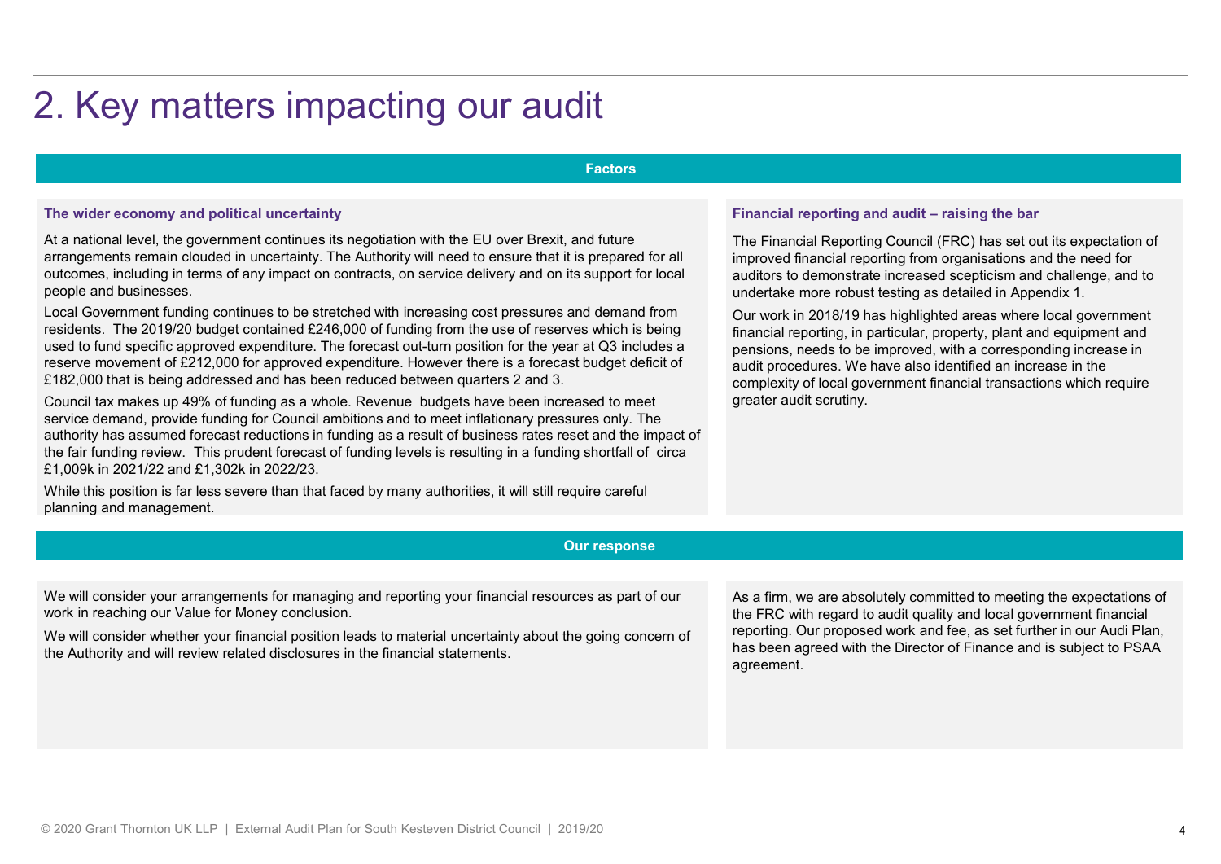# 2. Key matters impacting our audit

## Factors

### The wider economy and political uncertainty

At a national level, the government continues its negotiation with the EU over Brexit, and future arrangements remain clouded in uncertainty. The Authority will need to ensure that it is prepared for all outcomes, including in terms of any impact on contracts, on service delivery and on its support for local people and businesses.

Local Government funding continues to be stretched with increasing cost pressures and demand from residents. The 2019/20 budget contained £246,000 of funding from the use of reserves which is being used to fund specific approved expenditure. The forecast out-turn position for the year at Q3 includes a reserve movement of £212,000 for approved expenditure. However there is a forecast budget deficit of £182,000 that is being addressed and has been reduced between quarters 2 and 3.

Council tax makes up 49% of funding as a whole. Revenue budgets have been increased to meet service demand, provide funding for Council ambitions and to meet inflationary pressures only. The authority has assumed forecast reductions in funding as a result of business rates reset and the impact of the fair funding review. This prudent forecast of funding levels is resulting in a funding shortfall of circa £1,009k in 2021/22 and £1,302k in 2022/23.

While this position is far less severe than that faced by many authorities, it will still require careful planning and management.

### Financial reporting and audit – raising the bar

The Financial Reporting Council (FRC) has set out its expectation of improved financial reporting from organisations and the need for auditors to demonstrate increased scepticism and challenge, and to undertake more robust testing as detailed in Appendix 1.

Our work in 2018/19 has highlighted areas where local government financial reporting, in particular, property, plant and equipment and pensions, needs to be improved, with a corresponding increase in audit procedures. We have also identified an increase in the complexity of local government financial transactions which require greater audit scrutiny.

## Our response

We will consider your arrangements for managing and reporting your financial resources as part of our work in reaching our Value for Money conclusion.

We will consider whether your financial position leads to material uncertainty about the going concern of the Authority and will review related disclosures in the financial statements.

As a firm, we are absolutely committed to meeting the expectations of the FRC with regard to audit quality and local government financial reporting. Our proposed work and fee, as set further in our Audi Plan, has been agreed with the Director of Finance and is subject to PSAA agreement.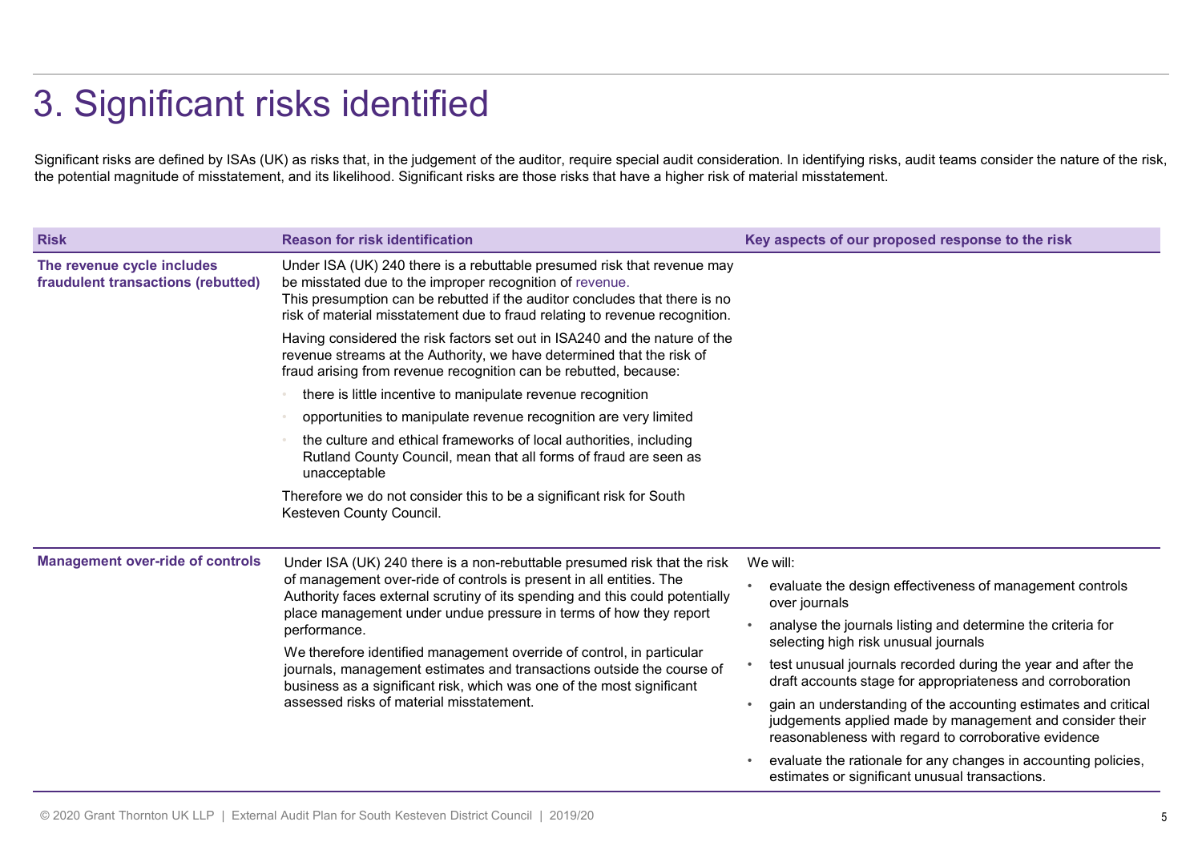# 3. Significant risks identified

Significant risks are defined by ISAs (UK) as risks that, in the judgement of the auditor, require special audit consideration. In identifying risks, audit teams consider the nature of the risk, the potential magnitude of misstatement, and its likelihood. Significant risks are those risks that have a higher risk of material misstatement.

| Risk | Reason for risk identification | Key aspects of our proposed response to the risk |
|---|---|---|
| **The revenue cycle includes fraudulent transactions (rebutted)** | Under ISA (UK) 240 there is a rebuttable presumed risk that revenue may be misstated due to the improper recognition of revenue.<br>This presumption can be rebutted if the auditor concludes that there is no risk of material misstatement due to fraud relating to revenue recognition.<br><br>Having considered the risk factors set out in ISA240 and the nature of the revenue streams at the Authority, we have determined that the risk of fraud arising from revenue recognition can be rebutted, because:<br>• there is little incentive to manipulate revenue recognition<br>• opportunities to manipulate revenue recognition are very limited<br>• the culture and ethical frameworks of local authorities, including Rutland County Council, mean that all forms of fraud are seen as unacceptable<br><br>Therefore we do not consider this to be a significant risk for South Kesteven County Council. | |
| **Management over-ride of controls** | Under ISA (UK) 240 there is a non-rebuttable presumed risk that the risk of management over-ride of controls is present in all entities. The Authority faces external scrutiny of its spending and this could potentially place management under undue pressure in terms of how they report performance.<br><br>We therefore identified management override of control, in particular journals, management estimates and transactions outside the course of business as a significant risk, which was one of the most significant assessed risks of material misstatement. | We will:<br>• evaluate the design effectiveness of management controls over journals<br>• analyse the journals listing and determine the criteria for selecting high risk unusual journals<br>• test unusual journals recorded during the year and after the draft accounts stage for appropriateness and corroboration<br>• gain an understanding of the accounting estimates and critical judgements applied made by management and consider their reasonableness with regard to corroborative evidence<br>• evaluate the rationale for any changes in accounting policies, estimates or significant unusual transactions. |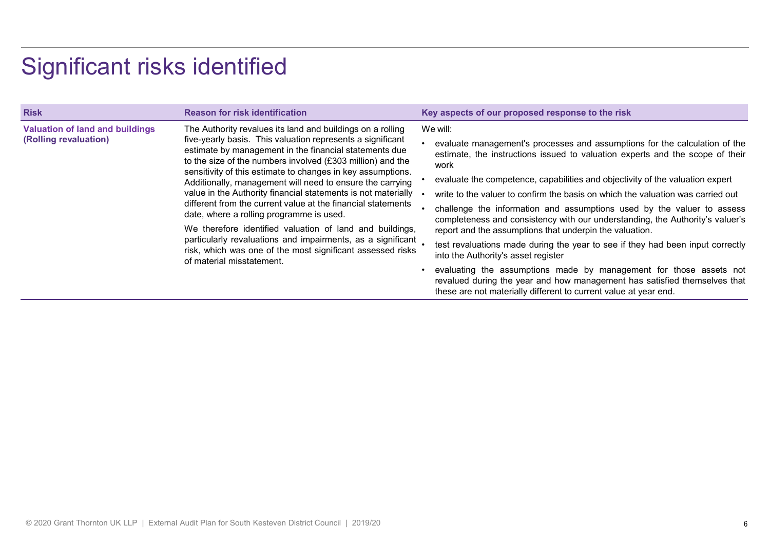# Significant risks identified

| Risk | Reason for risk identification | Key aspects of our proposed response to the risk |
|---|---|---|
| **Valuation of land and buildings (Rolling revaluation)** | The Authority revalues its land and buildings on a rolling five-yearly basis. This valuation represents a significant estimate by management in the financial statements due to the size of the numbers involved (£303 million) and the sensitivity of this estimate to changes in key assumptions. Additionally, management will need to ensure the carrying value in the Authority financial statements is not materially different from the current value at the financial statements date, where a rolling programme is used. <br><br> We therefore identified valuation of land and buildings, particularly revaluations and impairments, as a significant risk, which was one of the most significant assessed risks of material misstatement. | We will: <br> • evaluate management's processes and assumptions for the calculation of the estimate, the instructions issued to valuation experts and the scope of their work <br> • evaluate the competence, capabilities and objectivity of the valuation expert <br> • write to the valuer to confirm the basis on which the valuation was carried out <br> • challenge the information and assumptions used by the valuer to assess completeness and consistency with our understanding, the Authority's valuer's report and the assumptions that underpin the valuation. <br> • test revaluations made during the year to see if they had been input correctly into the Authority's asset register <br> • evaluating the assumptions made by management for those assets not revalued during the year and how management has satisfied themselves that these are not materially different to current value at year end. |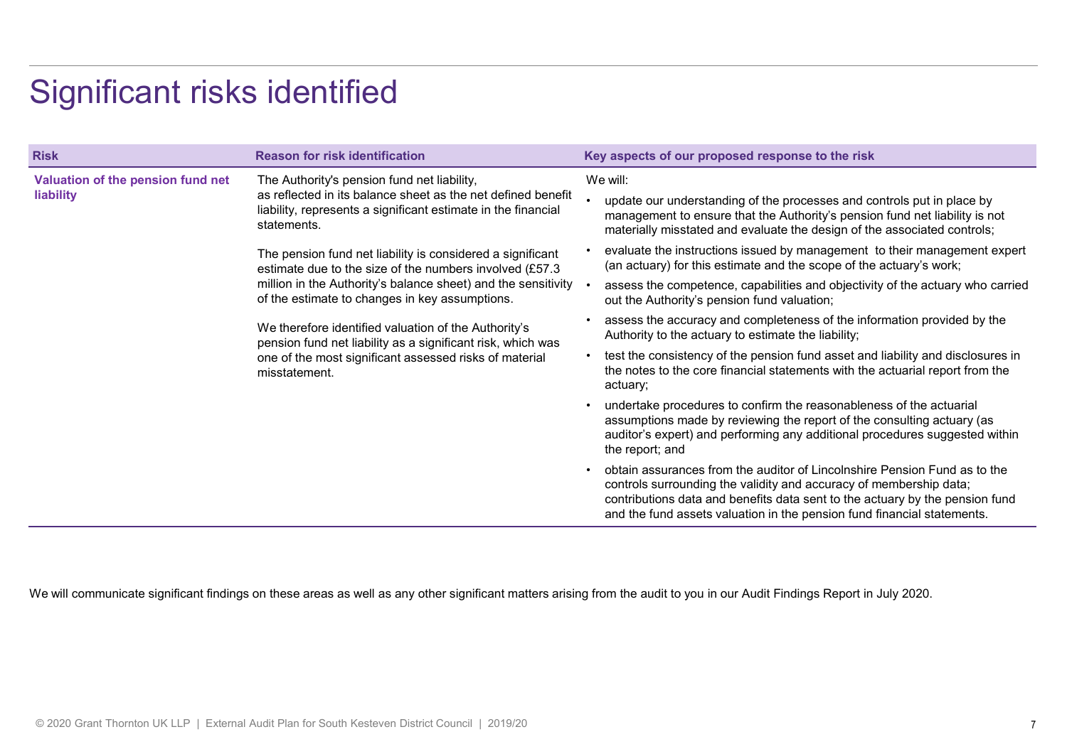# Significant risks identified

| Risk | Reason for risk identification | Key aspects of our proposed response to the risk |
|---|---|---|
| **Valuation of the pension fund net liability** | The Authority's pension fund net liability, as reflected in its balance sheet as the net defined benefit liability, represents a significant estimate in the financial statements.<br><br>The pension fund net liability is considered a significant estimate due to the size of the numbers involved (£57.3 million in the Authority's balance sheet) and the sensitivity of the estimate to changes in key assumptions.<br><br>We therefore identified valuation of the Authority's pension fund net liability as a significant risk, which was one of the most significant assessed risks of material misstatement. | We will:<br>• update our understanding of the processes and controls put in place by management to ensure that the Authority's pension fund net liability is not materially misstated and evaluate the design of the associated controls;<br>• evaluate the instructions issued by management to their management expert (an actuary) for this estimate and the scope of the actuary's work;<br>• assess the competence, capabilities and objectivity of the actuary who carried out the Authority's pension fund valuation;<br>• assess the accuracy and completeness of the information provided by the Authority to the actuary to estimate the liability;<br>• test the consistency of the pension fund asset and liability and disclosures in the notes to the core financial statements with the actuarial report from the actuary;<br>• undertake procedures to confirm the reasonableness of the actuarial assumptions made by reviewing the report of the consulting actuary (as auditor's expert) and performing any additional procedures suggested within the report; and<br>• obtain assurances from the auditor of Lincolnshire Pension Fund as to the controls surrounding the validity and accuracy of membership data; contributions data and benefits data sent to the actuary by the pension fund and the fund assets valuation in the pension fund financial statements. |

We will communicate significant findings on these areas as well as any other significant matters arising from the audit to you in our Audit Findings Report in July 2020.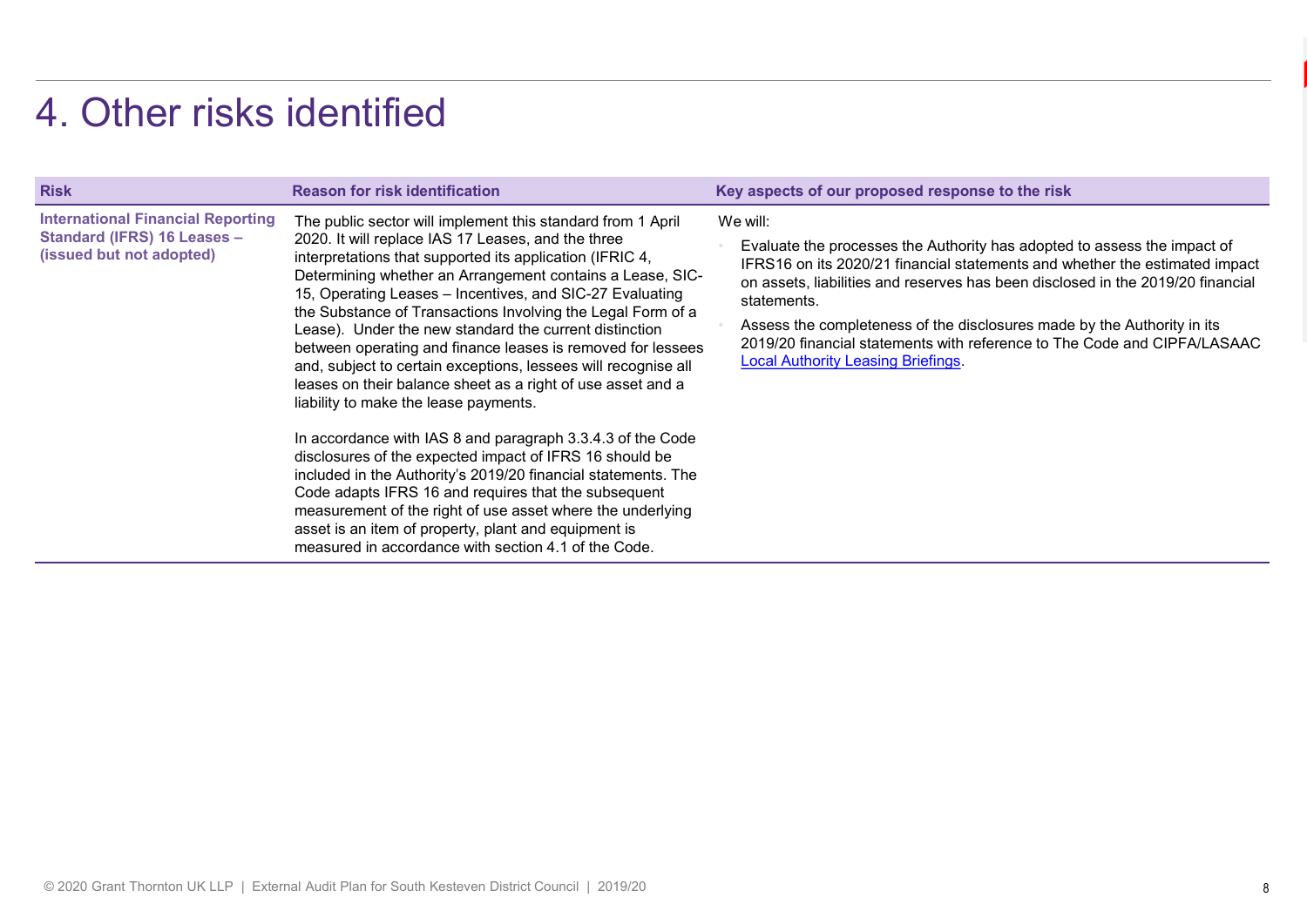# 4. Other risks identified

| Risk | Reason for risk identification | Key aspects of our proposed response to the risk |
| --- | --- | --- |
| **International Financial Reporting Standard (IFRS) 16 Leases – (issued but not adopted)** | The public sector will implement this standard from 1 April 2020. It will replace IAS 17 Leases, and the three interpretations that supported its application (IFRIC 4, Determining whether an Arrangement contains a Lease, SIC-15, Operating Leases – Incentives, and SIC-27 Evaluating the Substance of Transactions Involving the Legal Form of a Lease). Under the new standard the current distinction between operating and finance leases is removed for lessees and, subject to certain exceptions, lessees will recognise all leases on their balance sheet as a right of use asset and a liability to make the lease payments.<br><br>In accordance with IAS 8 and paragraph 3.3.4.3 of the Code disclosures of the expected impact of IFRS 16 should be included in the Authority's 2019/20 financial statements. The Code adapts IFRS 16 and requires that the subsequent measurement of the right of use asset where the underlying asset is an item of property, plant and equipment is measured in accordance with section 4.1 of the Code. | We will:<br>• Evaluate the processes the Authority has adopted to assess the impact of IFRS16 on its 2020/21 financial statements and whether the estimated impact on assets, liabilities and reserves has been disclosed in the 2019/20 financial statements.<br>• Assess the completeness of the disclosures made by the Authority in its 2019/20 financial statements with reference to The Code and CIPFA/LASAAC Local Authority Leasing Briefings. |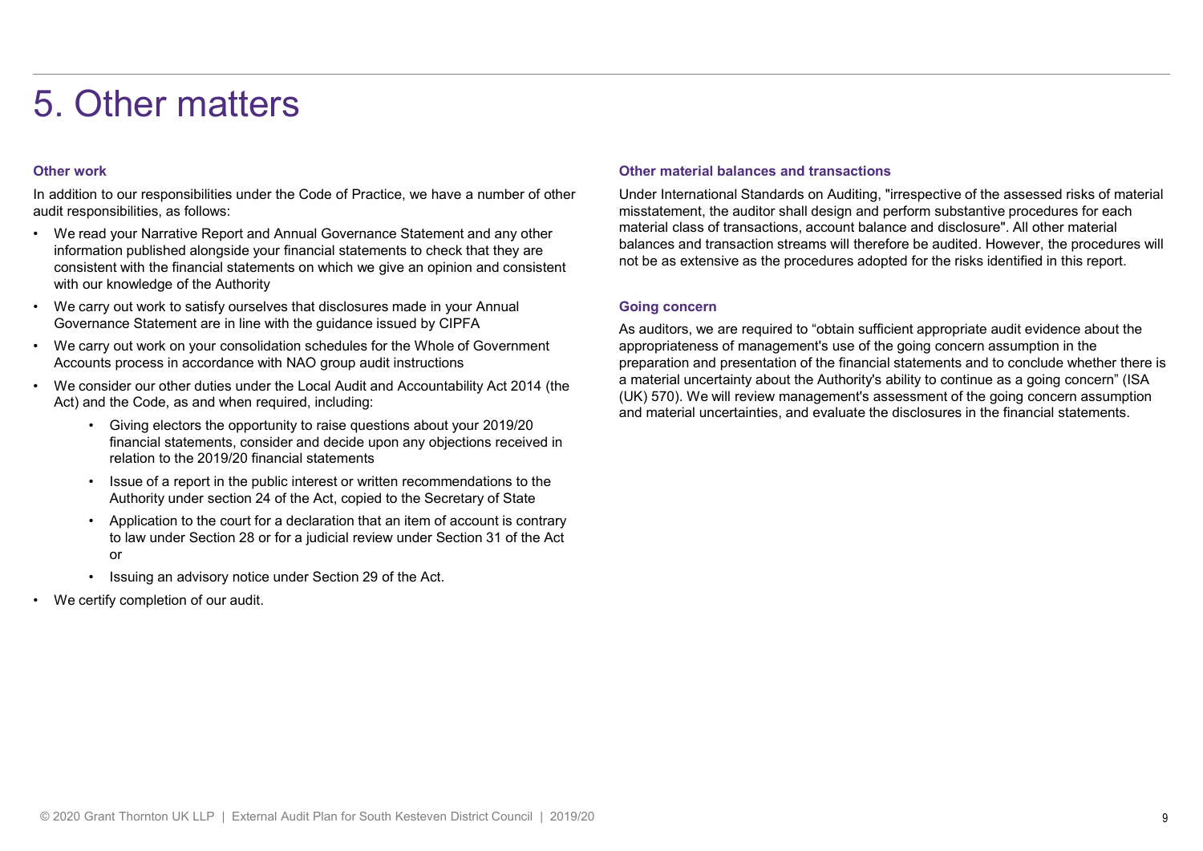# 5. Other matters

### Other work

In addition to our responsibilities under the Code of Practice, we have a number of other audit responsibilities, as follows:

- We read your Narrative Report and Annual Governance Statement and any other information published alongside your financial statements to check that they are consistent with the financial statements on which we give an opinion and consistent with our knowledge of the Authority
- We carry out work to satisfy ourselves that disclosures made in your Annual Governance Statement are in line with the guidance issued by CIPFA
- We carry out work on your consolidation schedules for the Whole of Government Accounts process in accordance with NAO group audit instructions
- We consider our other duties under the Local Audit and Accountability Act 2014 (the Act) and the Code, as and when required, including:
  - Giving electors the opportunity to raise questions about your 2019/20 financial statements, consider and decide upon any objections received in relation to the 2019/20 financial statements
  - Issue of a report in the public interest or written recommendations to the Authority under section 24 of the Act, copied to the Secretary of State
  - Application to the court for a declaration that an item of account is contrary to law under Section 28 or for a judicial review under Section 31 of the Act or
  - Issuing an advisory notice under Section 29 of the Act.
- We certify completion of our audit.

### Other material balances and transactions

Under International Standards on Auditing, "irrespective of the assessed risks of material misstatement, the auditor shall design and perform substantive procedures for each material class of transactions, account balance and disclosure". All other material balances and transaction streams will therefore be audited. However, the procedures will not be as extensive as the procedures adopted for the risks identified in this report.

### Going concern

As auditors, we are required to "obtain sufficient appropriate audit evidence about the appropriateness of management's use of the going concern assumption in the preparation and presentation of the financial statements and to conclude whether there is a material uncertainty about the Authority's ability to continue as a going concern" (ISA (UK) 570). We will review management's assessment of the going concern assumption and material uncertainties, and evaluate the disclosures in the financial statements.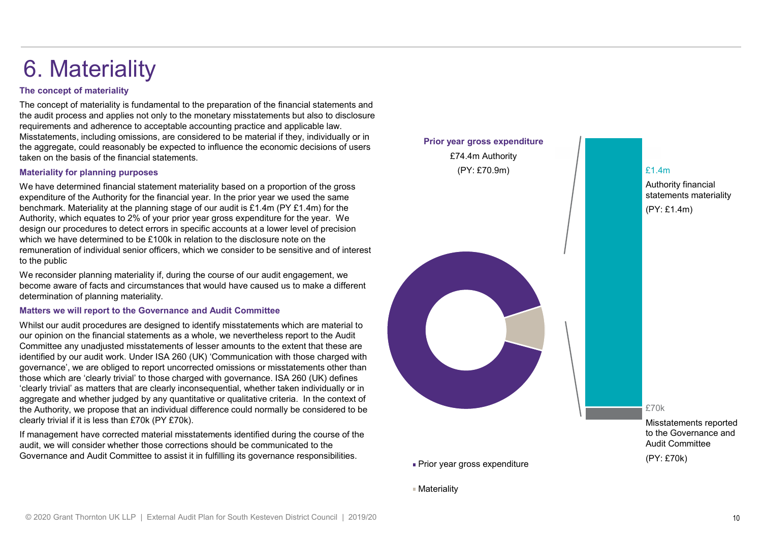# 6. Materiality

### The concept of materiality

The concept of materiality is fundamental to the preparation of the financial statements and the audit process and applies not only to the monetary misstatements but also to disclosure requirements and adherence to acceptable accounting practice and applicable law. Misstatements, including omissions, are considered to be material if they, individually or in the aggregate, could reasonably be expected to influence the economic decisions of users taken on the basis of the financial statements.

### Materiality for planning purposes

We have determined financial statement materiality based on a proportion of the gross expenditure of the Authority for the financial year. In the prior year we used the same benchmark. Materiality at the planning stage of our audit is £1.4m (PY £1.4m) for the Authority, which equates to 2% of your prior year gross expenditure for the year. We design our procedures to detect errors in specific accounts at a lower level of precision which we have determined to be £100k in relation to the disclosure note on the remuneration of individual senior officers, which we consider to be sensitive and of interest to the public

We reconsider planning materiality if, during the course of our audit engagement, we become aware of facts and circumstances that would have caused us to make a different determination of planning materiality.

### Matters we will report to the Governance and Audit Committee

Whilst our audit procedures are designed to identify misstatements which are material to our opinion on the financial statements as a whole, we nevertheless report to the Audit Committee any unadjusted misstatements of lesser amounts to the extent that these are identified by our audit work. Under ISA 260 (UK) 'Communication with those charged with governance', we are obliged to report uncorrected omissions or misstatements other than those which are 'clearly trivial' to those charged with governance. ISA 260 (UK) defines 'clearly trivial' as matters that are clearly inconsequential, whether taken individually or in aggregate and whether judged by any quantitative or qualitative criteria. In the context of the Authority, we propose that an individual difference could normally be considered to be clearly trivial if it is less than £70k (PY £70k).

If management have corrected material misstatements identified during the course of the audit, we will consider whether those corrections should be communicated to the Governance and Audit Committee to assist it in fulfilling its governance responsibilities.

**Prior year gross expenditure**

£74.4m Authority

(PY: £70.9m)

£1.4m

Authority financial statements materiality

(PY: £1.4m)

£70k

Misstatements reported to the Governance and Audit Committee

(PY: £70k)

- Prior year gross expenditure
- Materiality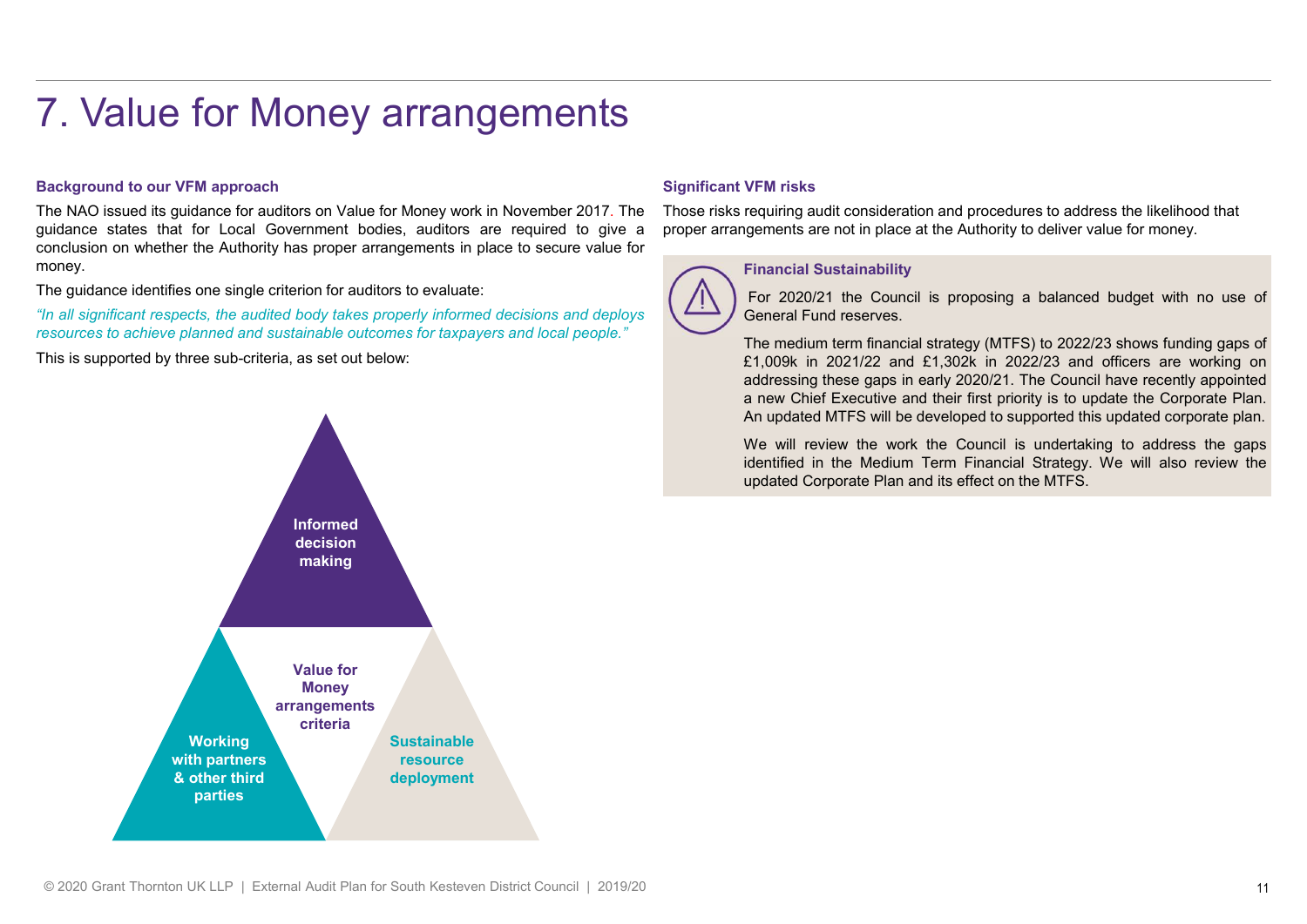# 7. Value for Money arrangements

### Background to our VFM approach

The NAO issued its guidance for auditors on Value for Money work in November 2017. The guidance states that for Local Government bodies, auditors are required to give a conclusion on whether the Authority has proper arrangements in place to secure value for money.

The guidance identifies one single criterion for auditors to evaluate:

*"In all significant respects, the audited body takes properly informed decisions and deploys resources to achieve planned and sustainable outcomes for taxpayers and local people."*

This is supported by three sub-criteria, as set out below:

**Value for Money arrangements criteria**

- **Informed decision making**
- **Working with partners & other third parties**
- **Sustainable resource deployment**

### Significant VFM risks

Those risks requiring audit consideration and procedures to address the likelihood that proper arrangements are not in place at the Authority to deliver value for money.

**Financial Sustainability**

For 2020/21 the Council is proposing a balanced budget with no use of General Fund reserves.

The medium term financial strategy (MTFS) to 2022/23 shows funding gaps of £1,009k in 2021/22 and £1,302k in 2022/23 and officers are working on addressing these gaps in early 2020/21. The Council have recently appointed a new Chief Executive and their first priority is to update the Corporate Plan. An updated MTFS will be developed to supported this updated corporate plan.

We will review the work the Council is undertaking to address the gaps identified in the Medium Term Financial Strategy. We will also review the updated Corporate Plan and its effect on the MTFS.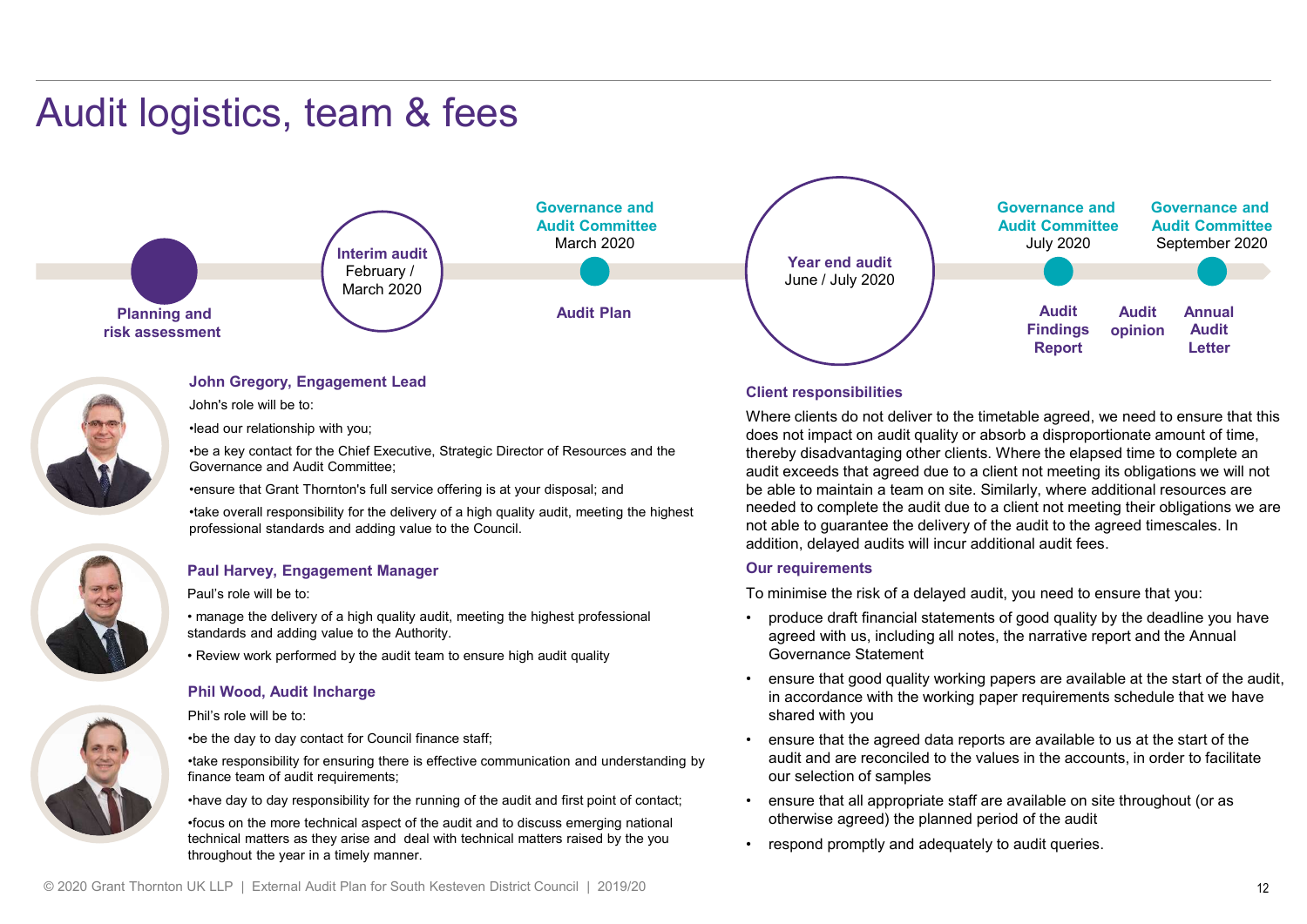# Audit logistics, team & fees

**Planning and risk assessment**

**Interim audit** February / March 2020

**Governance and Audit Committee** March 2020 — **Audit Plan**

**Year end audit** June / July 2020

**Governance and Audit Committee** July 2020 — **Audit Findings Report**, **Audit opinion**

**Governance and Audit Committee** September 2020 — **Annual Audit Letter**

### John Gregory, Engagement Lead

John's role will be to:

- lead our relationship with you;
- be a key contact for the Chief Executive, Strategic Director of Resources and the Governance and Audit Committee;
- ensure that Grant Thornton's full service offering is at your disposal; and
- take overall responsibility for the delivery of a high quality audit, meeting the highest professional standards and adding value to the Council.

### Paul Harvey, Engagement Manager

Paul's role will be to:

- manage the delivery of a high quality audit, meeting the highest professional standards and adding value to the Authority.
- Review work performed by the audit team to ensure high audit quality

### Phil Wood, Audit Incharge

Phil's role will be to:

- be the day to day contact for Council finance staff;
- take responsibility for ensuring there is effective communication and understanding by finance team of audit requirements;
- have day to day responsibility for the running of the audit and first point of contact;
- focus on the more technical aspect of the audit and to discuss emerging national technical matters as they arise and deal with technical matters raised by the you throughout the year in a timely manner.

### Client responsibilities

Where clients do not deliver to the timetable agreed, we need to ensure that this does not impact on audit quality or absorb a disproportionate amount of time, thereby disadvantaging other clients. Where the elapsed time to complete an audit exceeds that agreed due to a client not meeting its obligations we will not be able to maintain a team on site. Similarly, where additional resources are needed to complete the audit due to a client not meeting their obligations we are not able to guarantee the delivery of the audit to the agreed timescales. In addition, delayed audits will incur additional audit fees.

### Our requirements

To minimise the risk of a delayed audit, you need to ensure that you:

- produce draft financial statements of good quality by the deadline you have agreed with us, including all notes, the narrative report and the Annual Governance Statement
- ensure that good quality working papers are available at the start of the audit, in accordance with the working paper requirements schedule that we have shared with you
- ensure that the agreed data reports are available to us at the start of the audit and are reconciled to the values in the accounts, in order to facilitate our selection of samples
- ensure that all appropriate staff are available on site throughout (or as otherwise agreed) the planned period of the audit
- respond promptly and adequately to audit queries.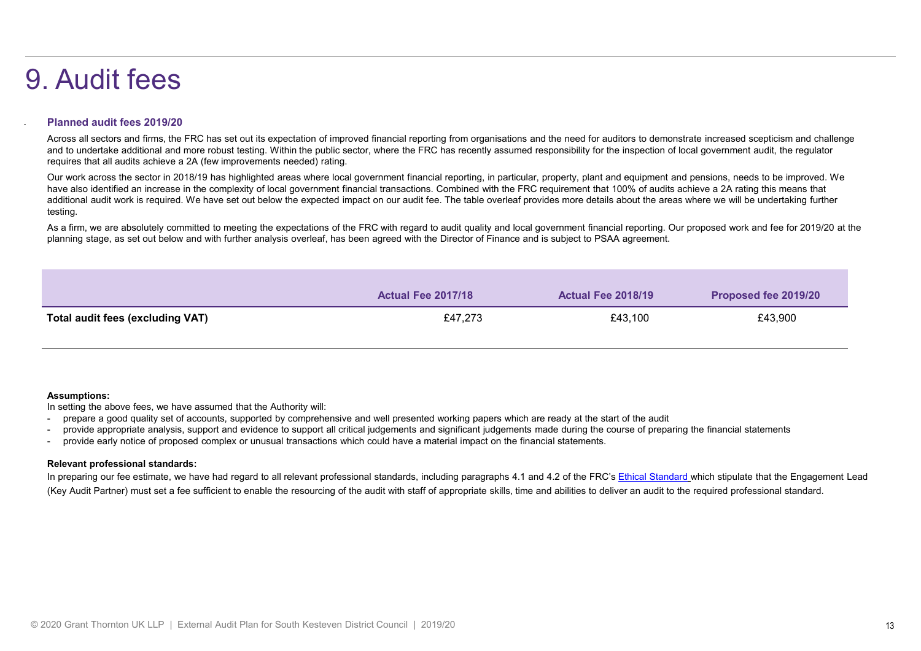# 9. Audit fees

### Planned audit fees 2019/20

Across all sectors and firms, the FRC has set out its expectation of improved financial reporting from organisations and the need for auditors to demonstrate increased scepticism and challenge and to undertake additional and more robust testing. Within the public sector, where the FRC has recently assumed responsibility for the inspection of local government audit, the regulator requires that all audits achieve a 2A (few improvements needed) rating.

Our work across the sector in 2018/19 has highlighted areas where local government financial reporting, in particular, property, plant and equipment and pensions, needs to be improved. We have also identified an increase in the complexity of local government financial transactions. Combined with the FRC requirement that 100% of audits achieve a 2A rating this means that additional audit work is required. We have set out below the expected impact on our audit fee. The table overleaf provides more details about the areas where we will be undertaking further testing.

As a firm, we are absolutely committed to meeting the expectations of the FRC with regard to audit quality and local government financial reporting. Our proposed work and fee for 2019/20 at the planning stage, as set out below and with further analysis overleaf, has been agreed with the Director of Finance and is subject to PSAA agreement.

| | Actual Fee 2017/18 | Actual Fee 2018/19 | Proposed fee 2019/20 |
|---|---|---|---|
| **Total audit fees (excluding VAT)** | £47,273 | £43,100 | £43,900 |

**Assumptions:**

In setting the above fees, we have assumed that the Authority will:

- prepare a good quality set of accounts, supported by comprehensive and well presented working papers which are ready at the start of the audit
- provide appropriate analysis, support and evidence to support all critical judgements and significant judgements made during the course of preparing the financial statements
- provide early notice of proposed complex or unusual transactions which could have a material impact on the financial statements.

**Relevant professional standards:**

In preparing our fee estimate, we have had regard to all relevant professional standards, including paragraphs 4.1 and 4.2 of the FRC's Ethical Standard which stipulate that the Engagement Lead (Key Audit Partner) must set a fee sufficient to enable the resourcing of the audit with staff of appropriate skills, time and abilities to deliver an audit to the required professional standard.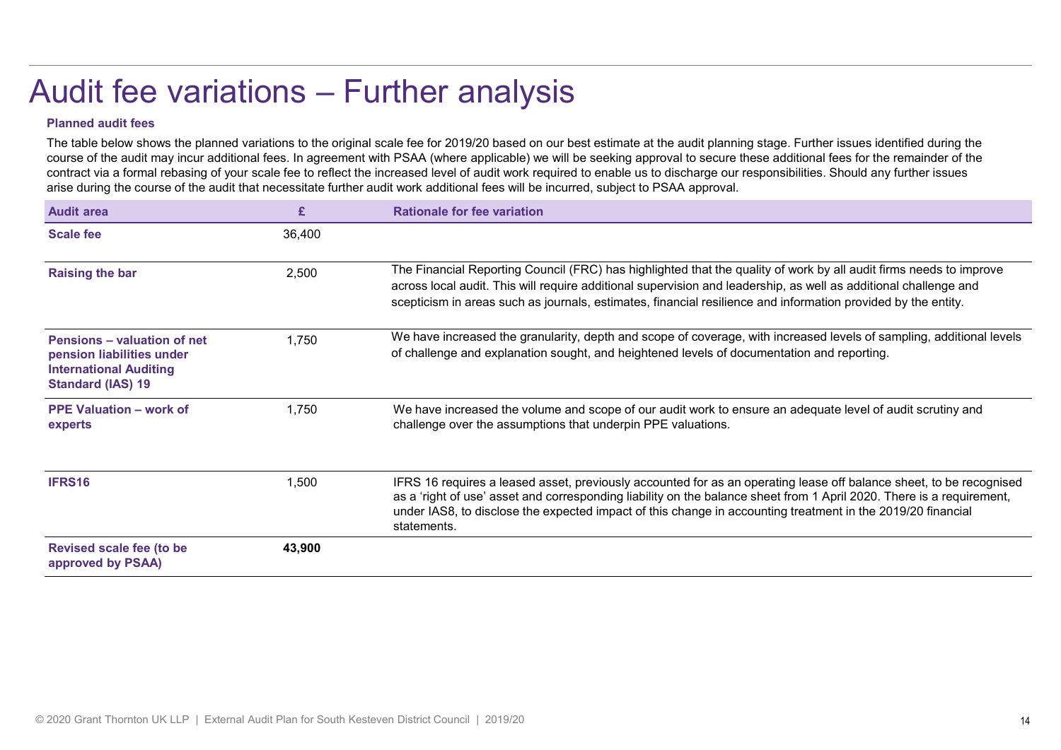# Audit fee variations – Further analysis

**Planned audit fees**

The table below shows the planned variations to the original scale fee for 2019/20 based on our best estimate at the audit planning stage. Further issues identified during the course of the audit may incur additional fees. In agreement with PSAA (where applicable) we will be seeking approval to secure these additional fees for the remainder of the contract via a formal rebasing of your scale fee to reflect the increased level of audit work required to enable us to discharge our responsibilities. Should any further issues arise during the course of the audit that necessitate further audit work additional fees will be incurred, subject to PSAA approval.

| Audit area | £ | Rationale for fee variation |
|---|---|---|
| **Scale fee** | 36,400 | |
| **Raising the bar** | 2,500 | The Financial Reporting Council (FRC) has highlighted that the quality of work by all audit firms needs to improve across local audit. This will require additional supervision and leadership, as well as additional challenge and scepticism in areas such as journals, estimates, financial resilience and information provided by the entity. |
| **Pensions – valuation of net pension liabilities under International Auditing Standard (IAS) 19** | 1,750 | We have increased the granularity, depth and scope of coverage, with increased levels of sampling, additional levels of challenge and explanation sought, and heightened levels of documentation and reporting. |
| **PPE Valuation – work of experts** | 1,750 | We have increased the volume and scope of our audit work to ensure an adequate level of audit scrutiny and challenge over the assumptions that underpin PPE valuations. |
| **IFRS16** | 1,500 | IFRS 16 requires a leased asset, previously accounted for as an operating lease off balance sheet, to be recognised as a 'right of use' asset and corresponding liability on the balance sheet from 1 April 2020. There is a requirement, under IAS8, to disclose the expected impact of this change in accounting treatment in the 2019/20 financial statements. |
| **Revised scale fee (to be approved by PSAA)** | **43,900** | |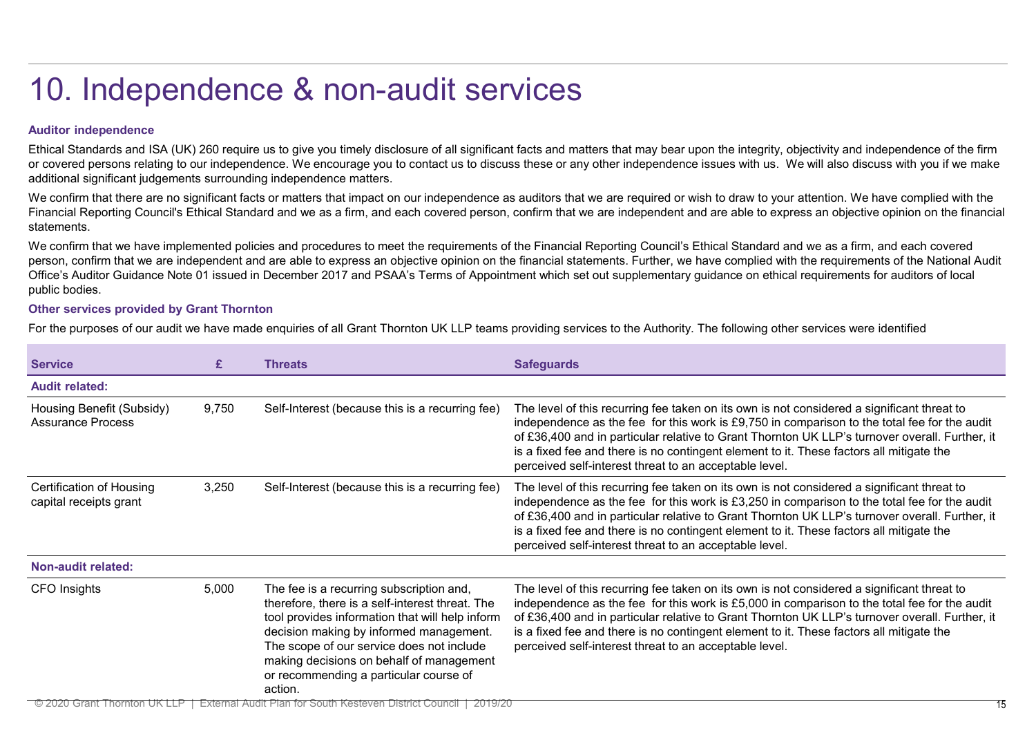# 10. Independence & non-audit services

### Auditor independence

Ethical Standards and ISA (UK) 260 require us to give you timely disclosure of all significant facts and matters that may bear upon the integrity, objectivity and independence of the firm or covered persons relating to our independence. We encourage you to contact us to discuss these or any other independence issues with us. We will also discuss with you if we make additional significant judgements surrounding independence matters.

We confirm that there are no significant facts or matters that impact on our independence as auditors that we are required or wish to draw to your attention. We have complied with the Financial Reporting Council's Ethical Standard and we as a firm, and each covered person, confirm that we are independent and are able to express an objective opinion on the financial statements.

We confirm that we have implemented policies and procedures to meet the requirements of the Financial Reporting Council's Ethical Standard and we as a firm, and each covered person, confirm that we are independent and are able to express an objective opinion on the financial statements. Further, we have complied with the requirements of the National Audit Office's Auditor Guidance Note 01 issued in December 2017 and PSAA's Terms of Appointment which set out supplementary guidance on ethical requirements for auditors of local public bodies.

### Other services provided by Grant Thornton

For the purposes of our audit we have made enquiries of all Grant Thornton UK LLP teams providing services to the Authority. The following other services were identified

| Service | £ | Threats | Safeguards |
|---|---|---|---|
| **Audit related:** | | | |
| Housing Benefit (Subsidy) Assurance Process | 9,750 | Self-Interest (because this is a recurring fee) | The level of this recurring fee taken on its own is not considered a significant threat to independence as the fee for this work is £9,750 in comparison to the total fee for the audit of £36,400 and in particular relative to Grant Thornton UK LLP's turnover overall. Further, it is a fixed fee and there is no contingent element to it. These factors all mitigate the perceived self-interest threat to an acceptable level. |
| Certification of Housing capital receipts grant | 3,250 | Self-Interest (because this is a recurring fee) | The level of this recurring fee taken on its own is not considered a significant threat to independence as the fee for this work is £3,250 in comparison to the total fee for the audit of £36,400 and in particular relative to Grant Thornton UK LLP's turnover overall. Further, it is a fixed fee and there is no contingent element to it. These factors all mitigate the perceived self-interest threat to an acceptable level. |
| **Non-audit related:** | | | |
| CFO Insights | 5,000 | The fee is a recurring subscription and, therefore, there is a self-interest threat. The tool provides information that will help inform decision making by informed management. The scope of our service does not include making decisions on behalf of management or recommending a particular course of action. | The level of this recurring fee taken on its own is not considered a significant threat to independence as the fee for this work is £5,000 in comparison to the total fee for the audit of £36,400 and in particular relative to Grant Thornton UK LLP's turnover overall. Further, it is a fixed fee and there is no contingent element to it. These factors all mitigate the perceived self-interest threat to an acceptable level. |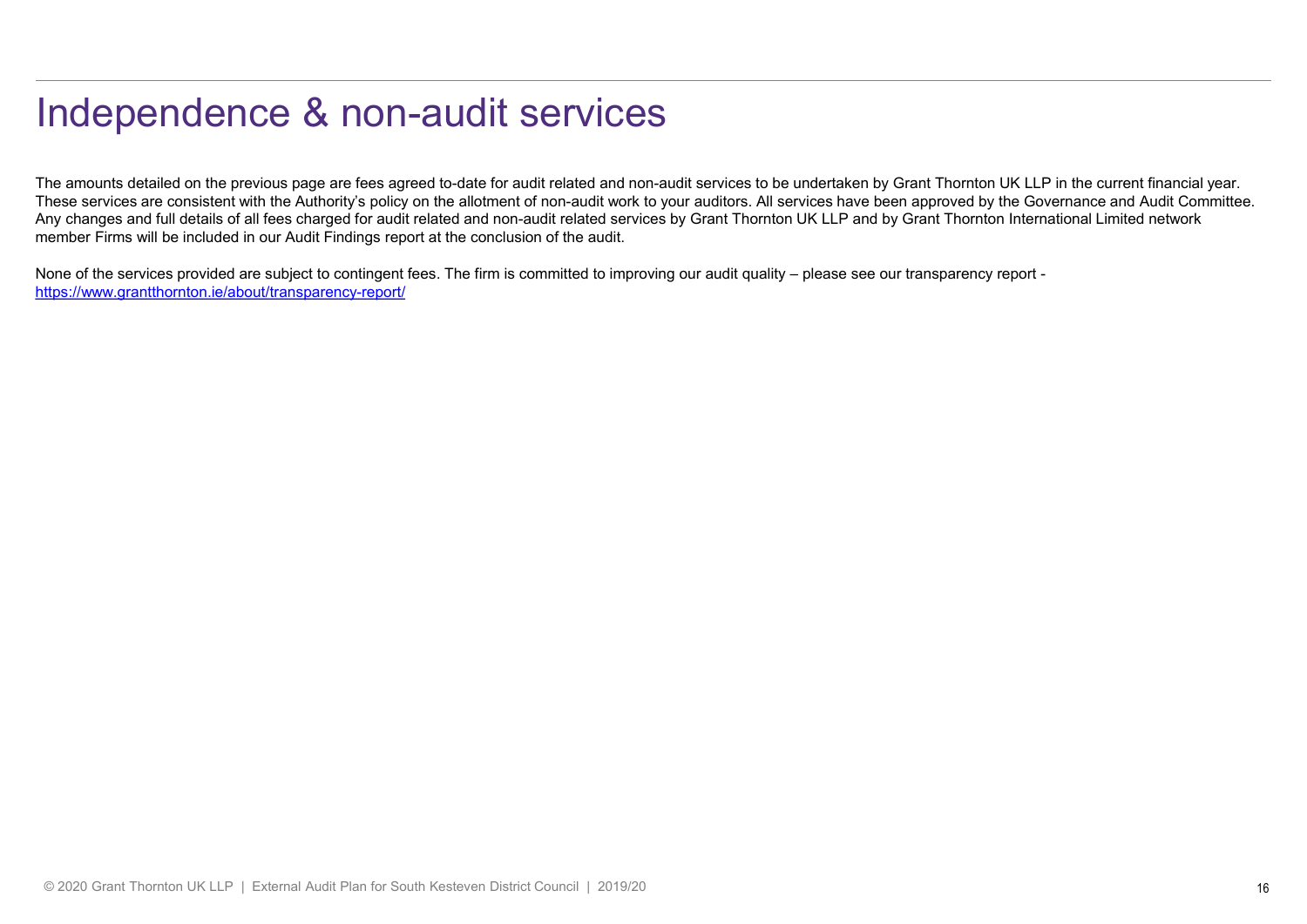# Independence & non-audit services

The amounts detailed on the previous page are fees agreed to-date for audit related and non-audit services to be undertaken by Grant Thornton UK LLP in the current financial year. These services are consistent with the Authority's policy on the allotment of non-audit work to your auditors. All services have been approved by the Governance and Audit Committee. Any changes and full details of all fees charged for audit related and non-audit related services by Grant Thornton UK LLP and by Grant Thornton International Limited network member Firms will be included in our Audit Findings report at the conclusion of the audit.

None of the services provided are subject to contingent fees. The firm is committed to improving our audit quality – please see our transparency report - https://www.grantthornton.ie/about/transparency-report/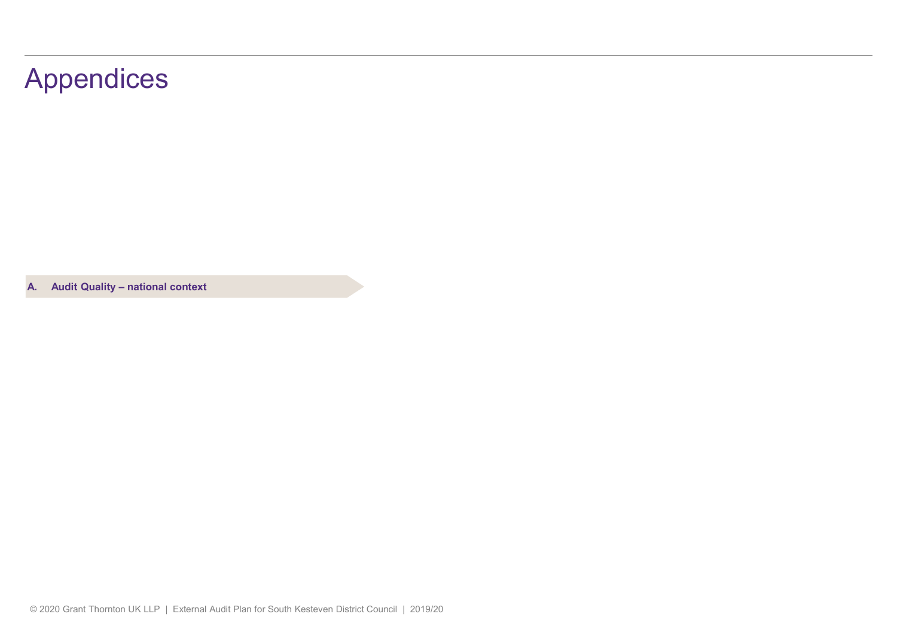# Appendices

**A. Audit Quality – national context**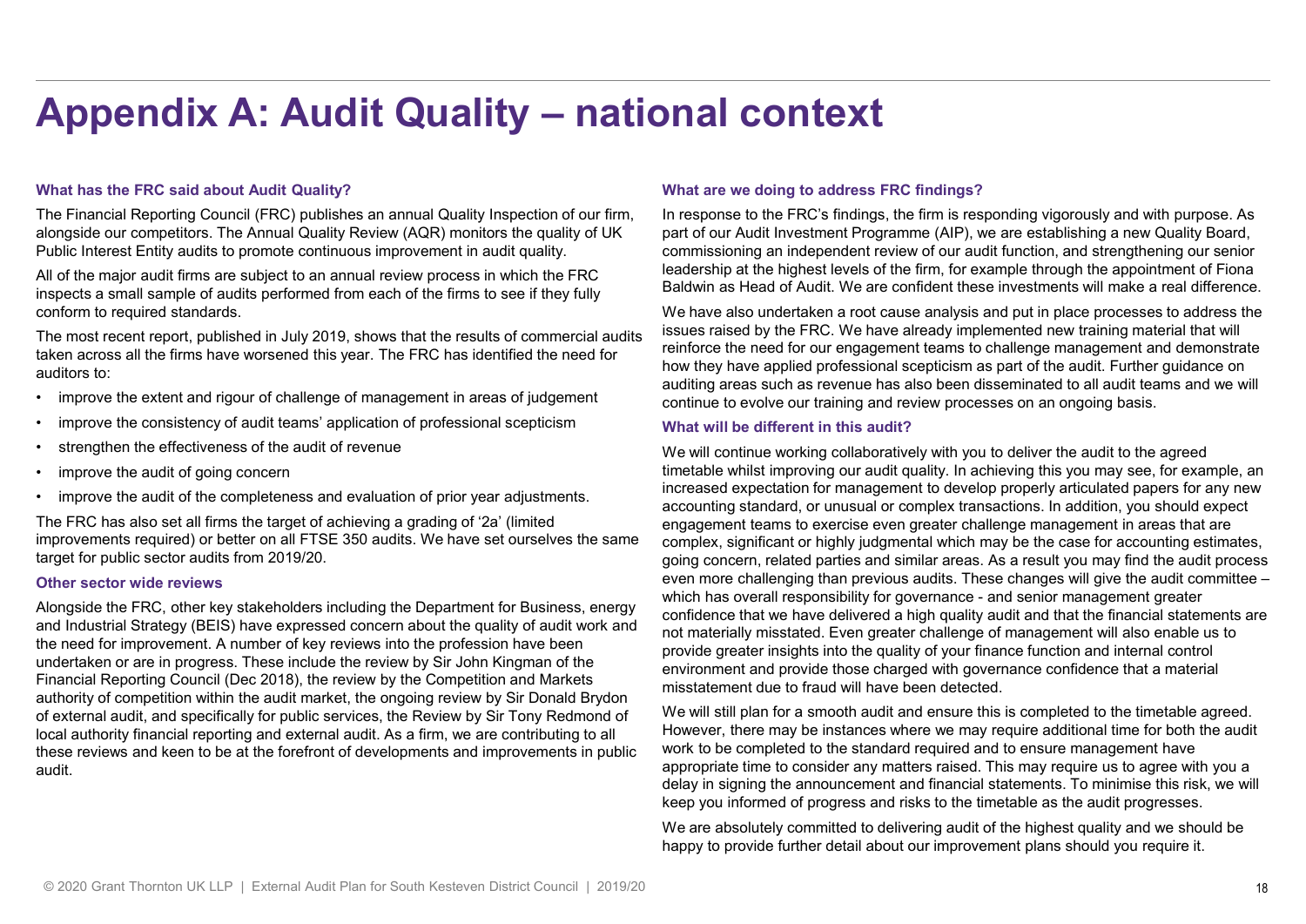# Appendix A: Audit Quality – national context

### What has the FRC said about Audit Quality?

The Financial Reporting Council (FRC) publishes an annual Quality Inspection of our firm, alongside our competitors. The Annual Quality Review (AQR) monitors the quality of UK Public Interest Entity audits to promote continuous improvement in audit quality.

All of the major audit firms are subject to an annual review process in which the FRC inspects a small sample of audits performed from each of the firms to see if they fully conform to required standards.

The most recent report, published in July 2019, shows that the results of commercial audits taken across all the firms have worsened this year. The FRC has identified the need for auditors to:

- improve the extent and rigour of challenge of management in areas of judgement
- improve the consistency of audit teams' application of professional scepticism
- strengthen the effectiveness of the audit of revenue
- improve the audit of going concern
- improve the audit of the completeness and evaluation of prior year adjustments.

The FRC has also set all firms the target of achieving a grading of '2a' (limited improvements required) or better on all FTSE 350 audits. We have set ourselves the same target for public sector audits from 2019/20.

### Other sector wide reviews

Alongside the FRC, other key stakeholders including the Department for Business, energy and Industrial Strategy (BEIS) have expressed concern about the quality of audit work and the need for improvement. A number of key reviews into the profession have been undertaken or are in progress. These include the review by Sir John Kingman of the Financial Reporting Council (Dec 2018), the review by the Competition and Markets authority of competition within the audit market, the ongoing review by Sir Donald Brydon of external audit, and specifically for public services, the Review by Sir Tony Redmond of local authority financial reporting and external audit. As a firm, we are contributing to all these reviews and keen to be at the forefront of developments and improvements in public audit.

### What are we doing to address FRC findings?

In response to the FRC's findings, the firm is responding vigorously and with purpose. As part of our Audit Investment Programme (AIP), we are establishing a new Quality Board, commissioning an independent review of our audit function, and strengthening our senior leadership at the highest levels of the firm, for example through the appointment of Fiona Baldwin as Head of Audit. We are confident these investments will make a real difference.

We have also undertaken a root cause analysis and put in place processes to address the issues raised by the FRC. We have already implemented new training material that will reinforce the need for our engagement teams to challenge management and demonstrate how they have applied professional scepticism as part of the audit. Further guidance on auditing areas such as revenue has also been disseminated to all audit teams and we will continue to evolve our training and review processes on an ongoing basis.

### What will be different in this audit?

We will continue working collaboratively with you to deliver the audit to the agreed timetable whilst improving our audit quality. In achieving this you may see, for example, an increased expectation for management to develop properly articulated papers for any new accounting standard, or unusual or complex transactions. In addition, you should expect engagement teams to exercise even greater challenge management in areas that are complex, significant or highly judgmental which may be the case for accounting estimates, going concern, related parties and similar areas. As a result you may find the audit process even more challenging than previous audits. These changes will give the audit committee – which has overall responsibility for governance - and senior management greater confidence that we have delivered a high quality audit and that the financial statements are not materially misstated. Even greater challenge of management will also enable us to provide greater insights into the quality of your finance function and internal control environment and provide those charged with governance confidence that a material misstatement due to fraud will have been detected.

We will still plan for a smooth audit and ensure this is completed to the timetable agreed. However, there may be instances where we may require additional time for both the audit work to be completed to the standard required and to ensure management have appropriate time to consider any matters raised. This may require us to agree with you a delay in signing the announcement and financial statements. To minimise this risk, we will keep you informed of progress and risks to the timetable as the audit progresses.

We are absolutely committed to delivering audit of the highest quality and we should be happy to provide further detail about our improvement plans should you require it.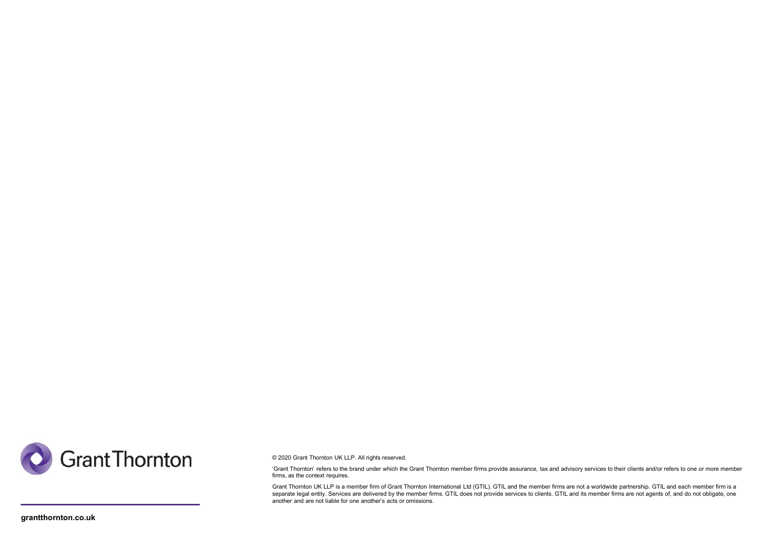Grant Thornton

© 2020 Grant Thornton UK LLP. All rights reserved.

'Grant Thornton' refers to the brand under which the Grant Thornton member firms provide assurance, tax and advisory services to their clients and/or refers to one or more member firms, as the context requires.

Grant Thornton UK LLP is a member firm of Grant Thornton International Ltd (GTIL). GTIL and the member firms are not a worldwide partnership. GTIL and each member firm is a separate legal entity. Services are delivered by the member firms. GTIL does not provide services to clients. GTIL and its member firms are not agents of, and do not obligate, one another and are not liable for one another's acts or omissions.

**grantthornton.co.uk**